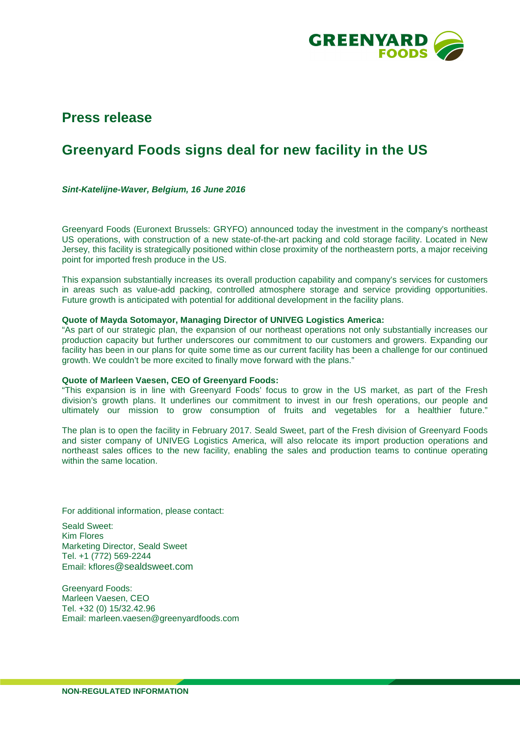## Press release

# Greenyard Foods signs deal for new facility in the US

***Sint-Katelijne-Waver, Belgium, 16 June 2016***

Greenyard Foods (Euronext Brussels: GRYFO) announced today the investment in the company's northeast US operations, with construction of a new state-of-the-art packing and cold storage facility. Located in New Jersey, this facility is strategically positioned within close proximity of the northeastern ports, a major receiving point for imported fresh produce in the US.

This expansion substantially increases its overall production capability and company's services for customers in areas such as value-add packing, controlled atmosphere storage and service providing opportunities. Future growth is anticipated with potential for additional development in the facility plans.

**Quote of Mayda Sotomayor, Managing Director of UNIVEG Logistics America:**
"As part of our strategic plan, the expansion of our northeast operations not only substantially increases our production capacity but further underscores our commitment to our customers and growers. Expanding our facility has been in our plans for quite some time as our current facility has been a challenge for our continued growth. We couldn't be more excited to finally move forward with the plans."

**Quote of Marleen Vaesen, CEO of Greenyard Foods:**
"This expansion is in line with Greenyard Foods' focus to grow in the US market, as part of the Fresh division's growth plans. It underlines our commitment to invest in our fresh operations, our people and ultimately our mission to grow consumption of fruits and vegetables for a healthier future."

The plan is to open the facility in February 2017. Seald Sweet, part of the Fresh division of Greenyard Foods and sister company of UNIVEG Logistics America, will also relocate its import production operations and northeast sales offices to the new facility, enabling the sales and production teams to continue operating within the same location.

For additional information, please contact:

Seald Sweet:
Kim Flores
Marketing Director, Seald Sweet
Tel. +1 (772) 569-2244
Email: kflores@sealdsweet.com

Greenyard Foods:
Marleen Vaesen, CEO
Tel. +32 (0) 15/32.42.96
Email: marleen.vaesen@greenyardfoods.com

**NON-REGULATED INFORMATION**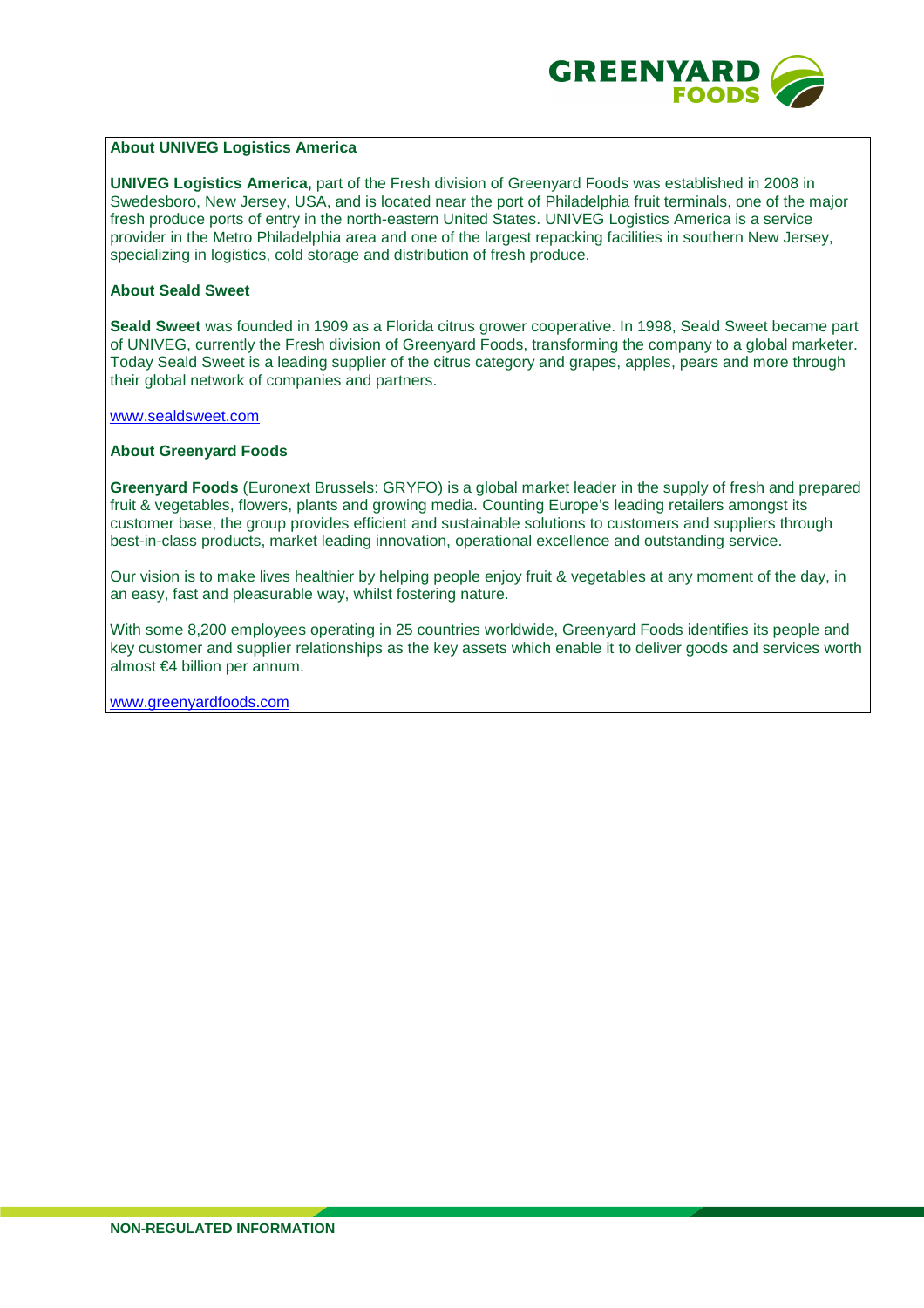**About UNIVEG Logistics America**

**UNIVEG Logistics America,** part of the Fresh division of Greenyard Foods was established in 2008 in Swedesboro, New Jersey, USA, and is located near the port of Philadelphia fruit terminals, one of the major fresh produce ports of entry in the north-eastern United States. UNIVEG Logistics America is a service provider in the Metro Philadelphia area and one of the largest repacking facilities in southern New Jersey, specializing in logistics, cold storage and distribution of fresh produce.

**About Seald Sweet**

**Seald Sweet** was founded in 1909 as a Florida citrus grower cooperative. In 1998, Seald Sweet became part of UNIVEG, currently the Fresh division of Greenyard Foods, transforming the company to a global marketer. Today Seald Sweet is a leading supplier of the citrus category and grapes, apples, pears and more through their global network of companies and partners.

www.sealdsweet.com

**About Greenyard Foods**

**Greenyard Foods** (Euronext Brussels: GRYFO) is a global market leader in the supply of fresh and prepared fruit & vegetables, flowers, plants and growing media. Counting Europe's leading retailers amongst its customer base, the group provides efficient and sustainable solutions to customers and suppliers through best-in-class products, market leading innovation, operational excellence and outstanding service.

Our vision is to make lives healthier by helping people enjoy fruit & vegetables at any moment of the day, in an easy, fast and pleasurable way, whilst fostering nature.

With some 8,200 employees operating in 25 countries worldwide, Greenyard Foods identifies its people and key customer and supplier relationships as the key assets which enable it to deliver goods and services worth almost €4 billion per annum.

www.greenyardfoods.com

**NON-REGULATED INFORMATION**